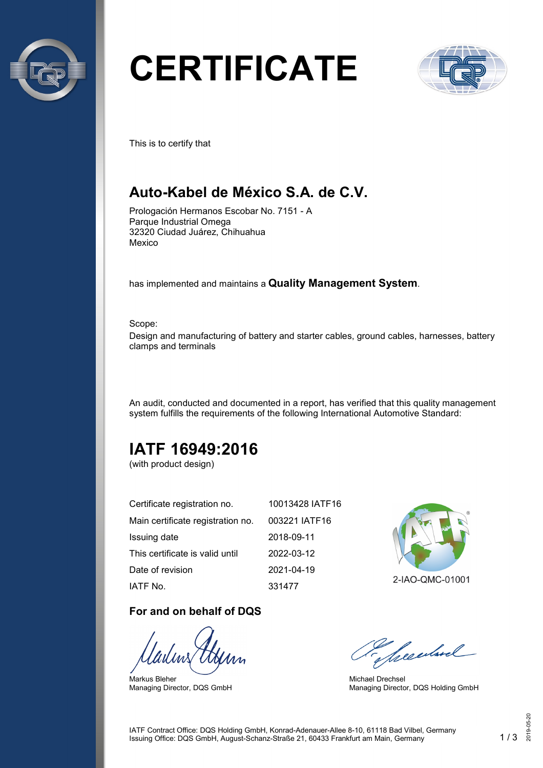# CERTIFICATE

This is to certify that

## Auto-Kabel de México S.A. de C.V.

Prologación Hermanos Escobar No. 7151 - A
Parque Industrial Omega
32320 Ciudad Juárez, Chihuahua
Mexico

has implemented and maintains a **Quality Management System**.

Scope:
Design and manufacturing of battery and starter cables, ground cables, harnesses, battery clamps and terminals

An audit, conducted and documented in a report, has verified that this quality management system fulfills the requirements of the following International Automotive Standard:

## IATF 16949:2016

(with product design)

| | |
|---|---|
| Certificate registration no. | 10013428 IATF16 |
| Main certificate registration no. | 003221 IATF16 |
| Issuing date | 2018-09-11 |
| This certificate is valid until | 2022-03-12 |
| Date of revision | 2021-04-19 |
| IATF No. | 331477 |

2-IAO-QMC-01001

### For and on behalf of DQS

Markus Bleher
Managing Director, DQS GmbH

Michael Drechsel
Managing Director, DQS Holding GmbH

IATF Contract Office: DQS Holding GmbH, Konrad-Adenauer-Allee 8-10, 61118 Bad Vilbel, Germany
Issuing Office: DQS GmbH, August-Schanz-Straße 21, 60433 Frankfurt am Main, Germany

2019-05-20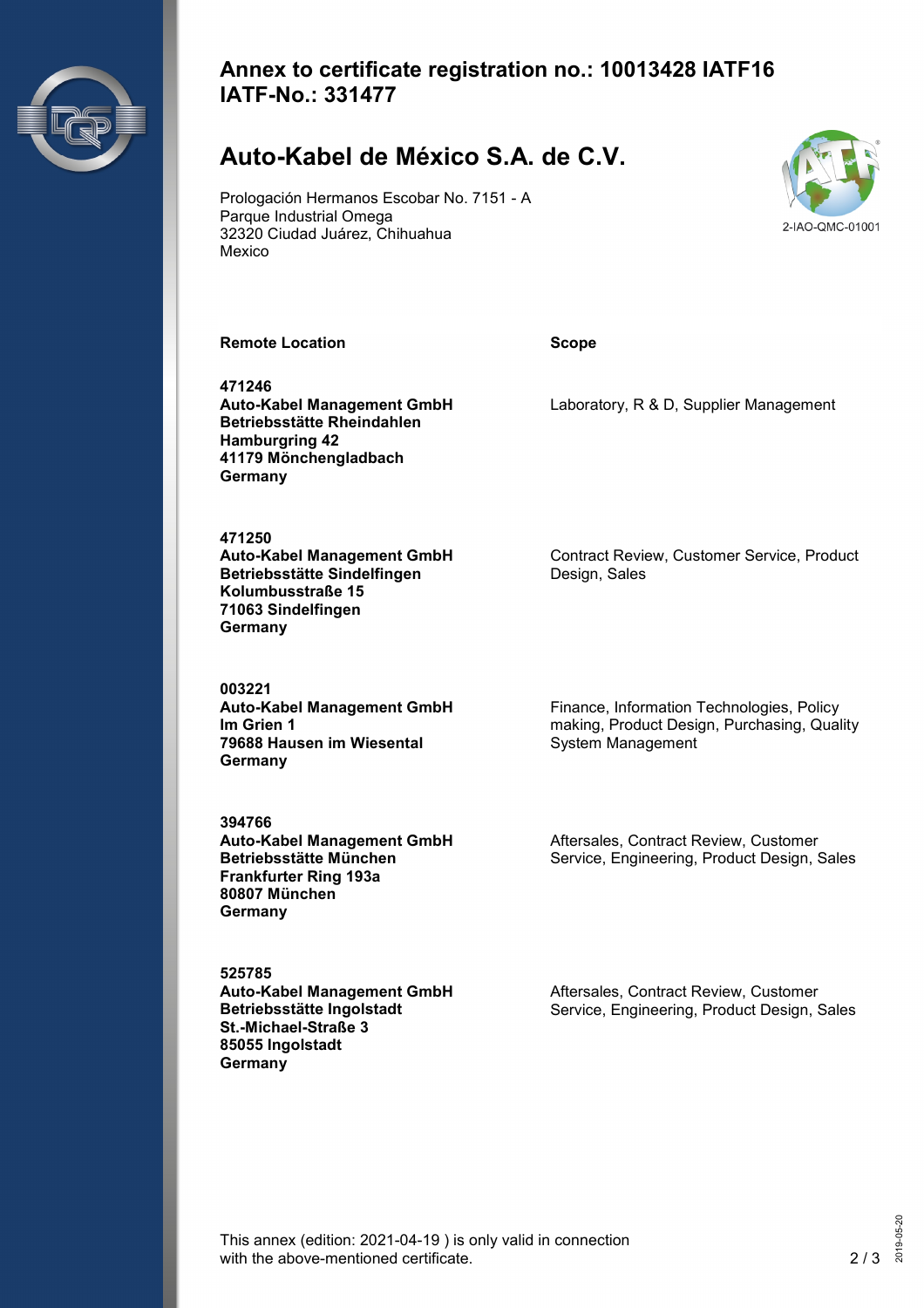## Annex to certificate registration no.: 10013428 IATF16
## IATF-No.: 331477

# Auto-Kabel de México S.A. de C.V.

Prologación Hermanos Escobar No. 7151 - A
Parque Industrial Omega
32320 Ciudad Juárez, Chihuahua
Mexico

2-IAO-QMC-01001

| Remote Location | Scope |
| --- | --- |
| **471246**<br>**Auto-Kabel Management GmbH**<br>**Betriebsstätte Rheindahlen**<br>**Hamburgring 42**<br>**41179 Mönchengladbach**<br>**Germany** | Laboratory, R & D, Supplier Management |
| **471250**<br>**Auto-Kabel Management GmbH**<br>**Betriebsstätte Sindelfingen**<br>**Kolumbusstraße 15**<br>**71063 Sindelfingen**<br>**Germany** | Contract Review, Customer Service, Product Design, Sales |
| **003221**<br>**Auto-Kabel Management GmbH**<br>**Im Grien 1**<br>**79688 Hausen im Wiesental**<br>**Germany** | Finance, Information Technologies, Policy making, Product Design, Purchasing, Quality System Management |
| **394766**<br>**Auto-Kabel Management GmbH**<br>**Betriebsstätte München**<br>**Frankfurter Ring 193a**<br>**80807 München**<br>**Germany** | Aftersales, Contract Review, Customer Service, Engineering, Product Design, Sales |
| **525785**<br>**Auto-Kabel Management GmbH**<br>**Betriebsstätte Ingolstadt**<br>**St.-Michael-Straße 3**<br>**85055 Ingolstadt**<br>**Germany** | Aftersales, Contract Review, Customer Service, Engineering, Product Design, Sales |

This annex (edition: 2021-04-19 ) is only valid in connection with the above-mentioned certificate.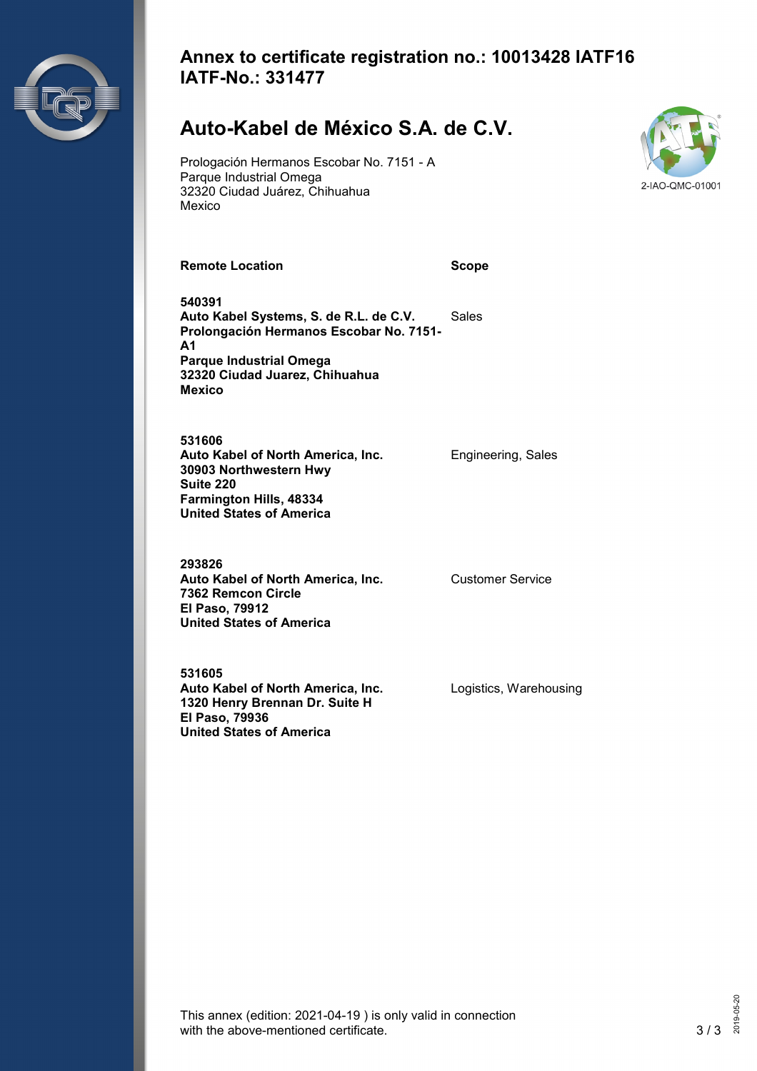# Annex to certificate registration no.: 10013428 IATF16
# IATF-No.: 331477

## Auto-Kabel de México S.A. de C.V.

Prologación Hermanos Escobar No. 7151 - A
Parque Industrial Omega
32320 Ciudad Juárez, Chihuahua
Mexico

2-IAO-QMC-01001

| Remote Location | Scope |
|---|---|
| **540391**<br>**Auto Kabel Systems, S. de R.L. de C.V.**<br>**Prolongación Hermanos Escobar No. 7151-A1**<br>**Parque Industrial Omega**<br>**32320 Ciudad Juarez, Chihuahua**<br>**Mexico** | Sales |
| **531606**<br>**Auto Kabel of North America, Inc.**<br>**30903 Northwestern Hwy**<br>**Suite 220**<br>**Farmington Hills, 48334**<br>**United States of America** | Engineering, Sales |
| **293826**<br>**Auto Kabel of North America, Inc.**<br>**7362 Remcon Circle**<br>**El Paso, 79912**<br>**United States of America** | Customer Service |
| **531605**<br>**Auto Kabel of North America, Inc.**<br>**1320 Henry Brennan Dr. Suite H**<br>**El Paso, 79936**<br>**United States of America** | Logistics, Warehousing |

This annex (edition: 2021-04-19 ) is only valid in connection with the above-mentioned certificate.

2019-05-20